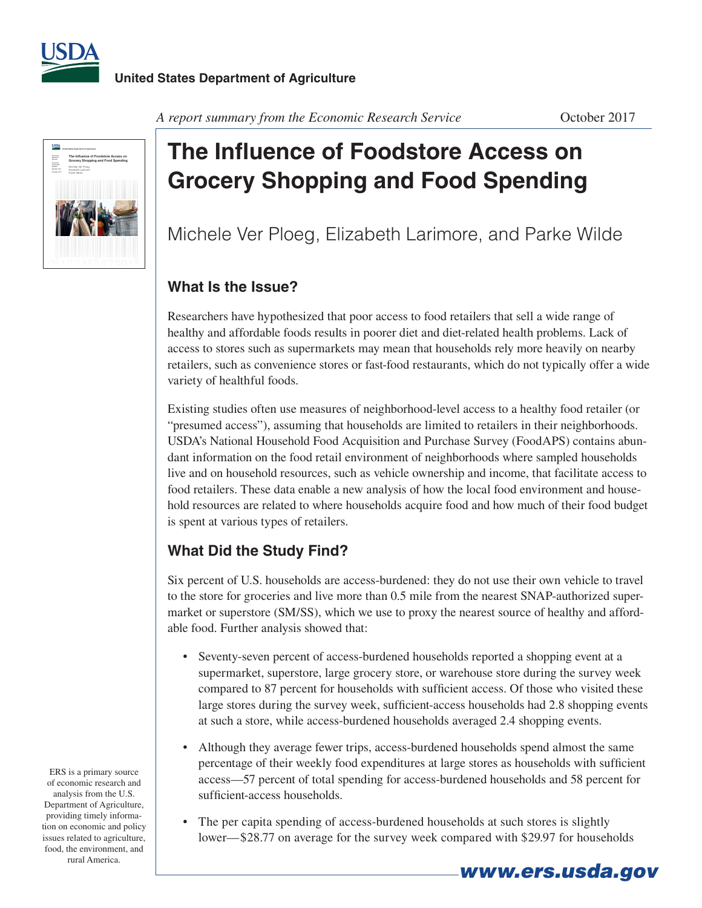United States Department of Agriculture

*A report summary from the Economic Research Service* October 2017

# The Influence of Foodstore Access on Grocery Shopping and Food Spending

Michele Ver Ploeg, Elizabeth Larimore, and Parke Wilde

## What Is the Issue?

Researchers have hypothesized that poor access to food retailers that sell a wide range of healthy and affordable foods results in poorer diet and diet-related health problems. Lack of access to stores such as supermarkets may mean that households rely more heavily on nearby retailers, such as convenience stores or fast-food restaurants, which do not typically offer a wide variety of healthful foods.

Existing studies often use measures of neighborhood-level access to a healthy food retailer (or "presumed access"), assuming that households are limited to retailers in their neighborhoods. USDA's National Household Food Acquisition and Purchase Survey (FoodAPS) contains abundant information on the food retail environment of neighborhoods where sampled households live and on household resources, such as vehicle ownership and income, that facilitate access to food retailers. These data enable a new analysis of how the local food environment and household resources are related to where households acquire food and how much of their food budget is spent at various types of retailers.

## What Did the Study Find?

Six percent of U.S. households are access-burdened: they do not use their own vehicle to travel to the store for groceries and live more than 0.5 mile from the nearest SNAP-authorized supermarket or superstore (SM/SS), which we use to proxy the nearest source of healthy and affordable food. Further analysis showed that:

- Seventy-seven percent of access-burdened households reported a shopping event at a supermarket, superstore, large grocery store, or warehouse store during the survey week compared to 87 percent for households with sufficient access. Of those who visited these large stores during the survey week, sufficient-access households had 2.8 shopping events at such a store, while access-burdened households averaged 2.4 shopping events.
- Although they average fewer trips, access-burdened households spend almost the same percentage of their weekly food expenditures at large stores as households with sufficient access—57 percent of total spending for access-burdened households and 58 percent for sufficient-access households.
- The per capita spending of access-burdened households at such stores is slightly lower—$28.77 on average for the survey week compared with $29.97 for households

ERS is a primary source of economic research and analysis from the U.S. Department of Agriculture, providing timely information on economic and policy issues related to agriculture, food, the environment, and rural America.

www.ers.usda.gov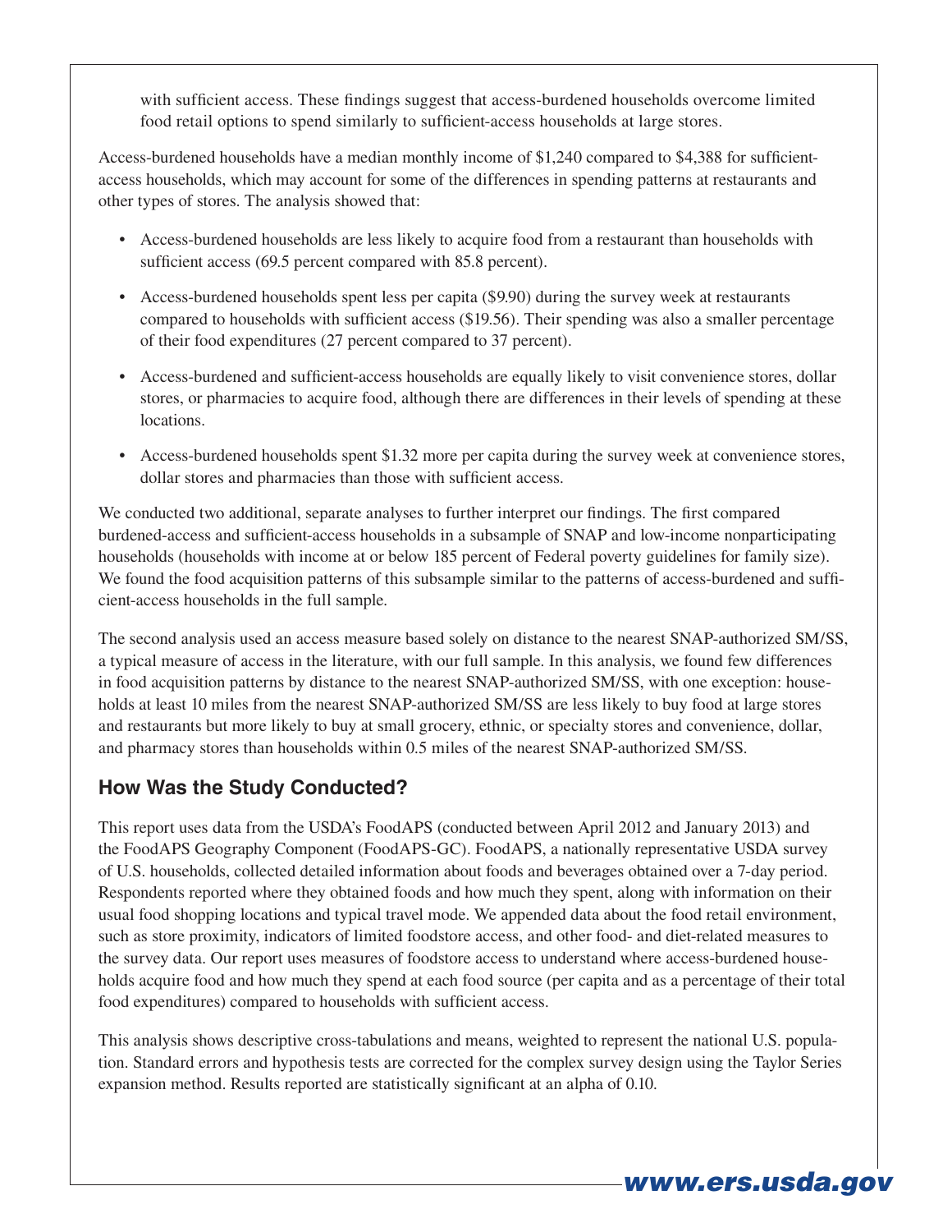with sufficient access. These findings suggest that access-burdened households overcome limited food retail options to spend similarly to sufficient-access households at large stores.

Access-burdened households have a median monthly income of $1,240 compared to $4,388 for sufficient-access households, which may account for some of the differences in spending patterns at restaurants and other types of stores. The analysis showed that:

- Access-burdened households are less likely to acquire food from a restaurant than households with sufficient access (69.5 percent compared with 85.8 percent).
- Access-burdened households spent less per capita ($9.90) during the survey week at restaurants compared to households with sufficient access ($19.56). Their spending was also a smaller percentage of their food expenditures (27 percent compared to 37 percent).
- Access-burdened and sufficient-access households are equally likely to visit convenience stores, dollar stores, or pharmacies to acquire food, although there are differences in their levels of spending at these locations.
- Access-burdened households spent $1.32 more per capita during the survey week at convenience stores, dollar stores and pharmacies than those with sufficient access.

We conducted two additional, separate analyses to further interpret our findings. The first compared burdened-access and sufficient-access households in a subsample of SNAP and low-income nonparticipating households (households with income at or below 185 percent of Federal poverty guidelines for family size). We found the food acquisition patterns of this subsample similar to the patterns of access-burdened and sufficient-access households in the full sample.

The second analysis used an access measure based solely on distance to the nearest SNAP-authorized SM/SS, a typical measure of access in the literature, with our full sample. In this analysis, we found few differences in food acquisition patterns by distance to the nearest SNAP-authorized SM/SS, with one exception: households at least 10 miles from the nearest SNAP-authorized SM/SS are less likely to buy food at large stores and restaurants but more likely to buy at small grocery, ethnic, or specialty stores and convenience, dollar, and pharmacy stores than households within 0.5 miles of the nearest SNAP-authorized SM/SS.

## How Was the Study Conducted?

This report uses data from the USDA's FoodAPS (conducted between April 2012 and January 2013) and the FoodAPS Geography Component (FoodAPS-GC). FoodAPS, a nationally representative USDA survey of U.S. households, collected detailed information about foods and beverages obtained over a 7-day period. Respondents reported where they obtained foods and how much they spent, along with information on their usual food shopping locations and typical travel mode. We appended data about the food retail environment, such as store proximity, indicators of limited foodstore access, and other food- and diet-related measures to the survey data. Our report uses measures of foodstore access to understand where access-burdened households acquire food and how much they spend at each food source (per capita and as a percentage of their total food expenditures) compared to households with sufficient access.

This analysis shows descriptive cross-tabulations and means, weighted to represent the national U.S. population. Standard errors and hypothesis tests are corrected for the complex survey design using the Taylor Series expansion method. Results reported are statistically significant at an alpha of 0.10.